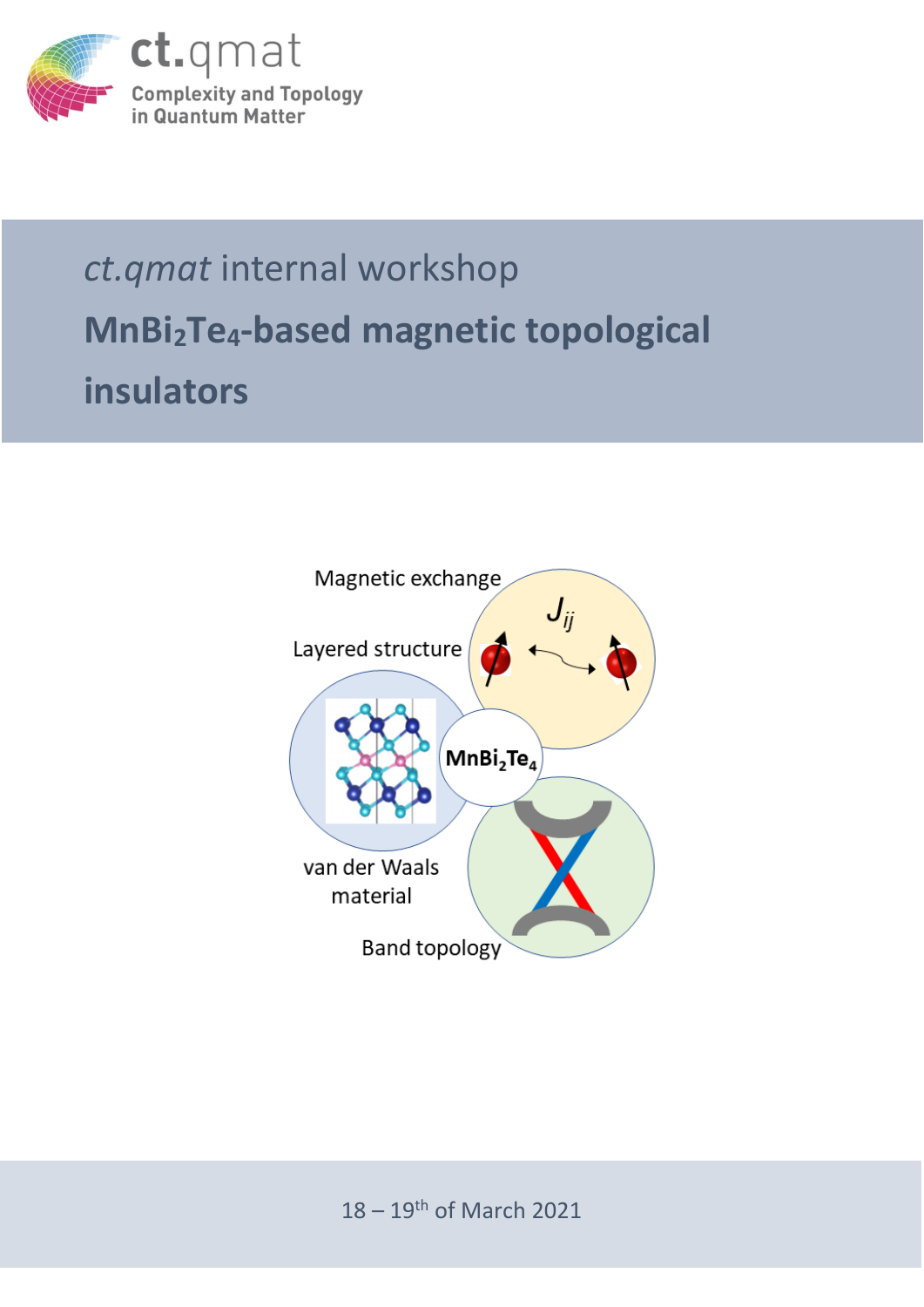ct.qmat
Complexity and Topology in Quantum Matter

*ct.qmat* internal workshop

# $MnBi_2Te_4$-based magnetic topological insulators

Magnetic exchange

$J_{ij}$

Layered structure

$MnBi_2Te_4$

van der Waals material

Band topology

18 – 19th of March 2021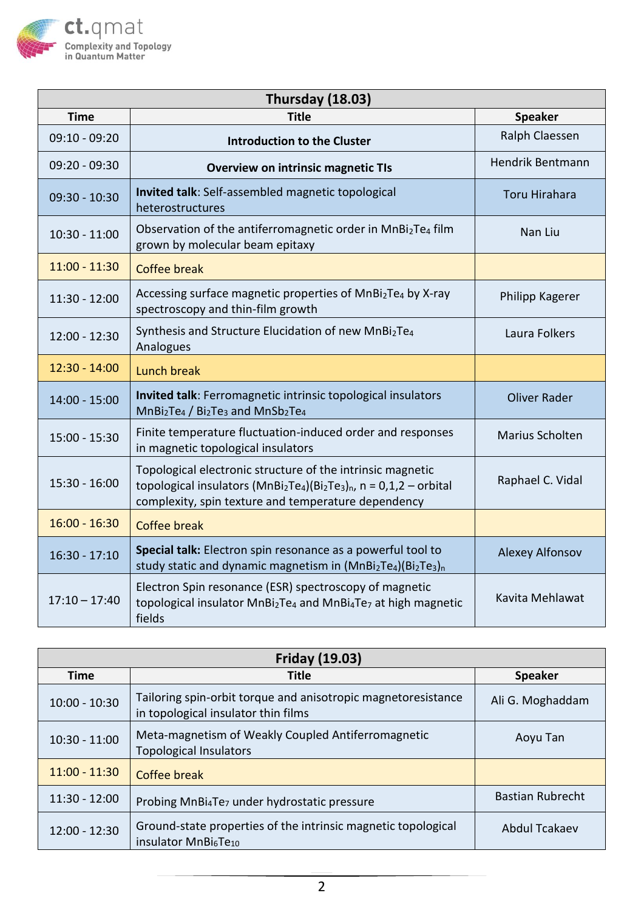| Thursday (18.03) | | |
|---|---|---|
| **Time** | **Title** | **Speaker** |
| 09:10 - 09:20 | **Introduction to the Cluster** | Ralph Claessen |
| 09:20 - 09:30 | **Overview on intrinsic magnetic TIs** | Hendrik Bentmann |
| 09:30 - 10:30 | **Invited talk**: Self-assembled magnetic topological heterostructures | Toru Hirahara |
| 10:30 - 11:00 | Observation of the antiferromagnetic order in $MnBi_2Te_4$ film grown by molecular beam epitaxy | Nan Liu |
| 11:00 - 11:30 | Coffee break | |
| 11:30 - 12:00 | Accessing surface magnetic properties of $MnBi_2Te_4$ by X-ray spectroscopy and thin-film growth | Philipp Kagerer |
| 12:00 - 12:30 | Synthesis and Structure Elucidation of new $MnBi_2Te_4$ Analogues | Laura Folkers |
| 12:30 - 14:00 | Lunch break | |
| 14:00 - 15:00 | **Invited talk**: Ferromagnetic intrinsic topological insulators $MnBi_2Te_4$ / $Bi_2Te_3$ and $MnSb_2Te_4$ | Oliver Rader |
| 15:00 - 15:30 | Finite temperature fluctuation-induced order and responses in magnetic topological insulators | Marius Scholten |
| 15:30 - 16:00 | Topological electronic structure of the intrinsic magnetic topological insulators $(MnBi_2Te_4)(Bi_2Te_3)_n$, n = 0,1,2 – orbital complexity, spin texture and temperature dependency | Raphael C. Vidal |
| 16:00 - 16:30 | Coffee break | |
| 16:30 - 17:10 | **Special talk:** Electron spin resonance as a powerful tool to study static and dynamic magnetism in $(MnBi_2Te_4)(Bi_2Te_3)_n$ | Alexey Alfonsov |
| 17:10 – 17:40 | Electron Spin resonance (ESR) spectroscopy of magnetic topological insulator $MnBi_2Te_4$ and $MnBi_4Te_7$ at high magnetic fields | Kavita Mehlawat |

| Friday (19.03) | | |
|---|---|---|
| **Time** | **Title** | **Speaker** |
| 10:00 - 10:30 | Tailoring spin-orbit torque and anisotropic magnetoresistance in topological insulator thin films | Ali G. Moghaddam |
| 10:30 - 11:00 | Meta-magnetism of Weakly Coupled Antiferromagnetic Topological Insulators | Aoyu Tan |
| 11:00 - 11:30 | Coffee break | |
| 11:30 - 12:00 | Probing $MnBi_4Te_7$ under hydrostatic pressure | Bastian Rubrecht |
| 12:00 - 12:30 | Ground-state properties of the intrinsic magnetic topological insulator $MnBi_6Te_{10}$ | Abdul Tcakaev |